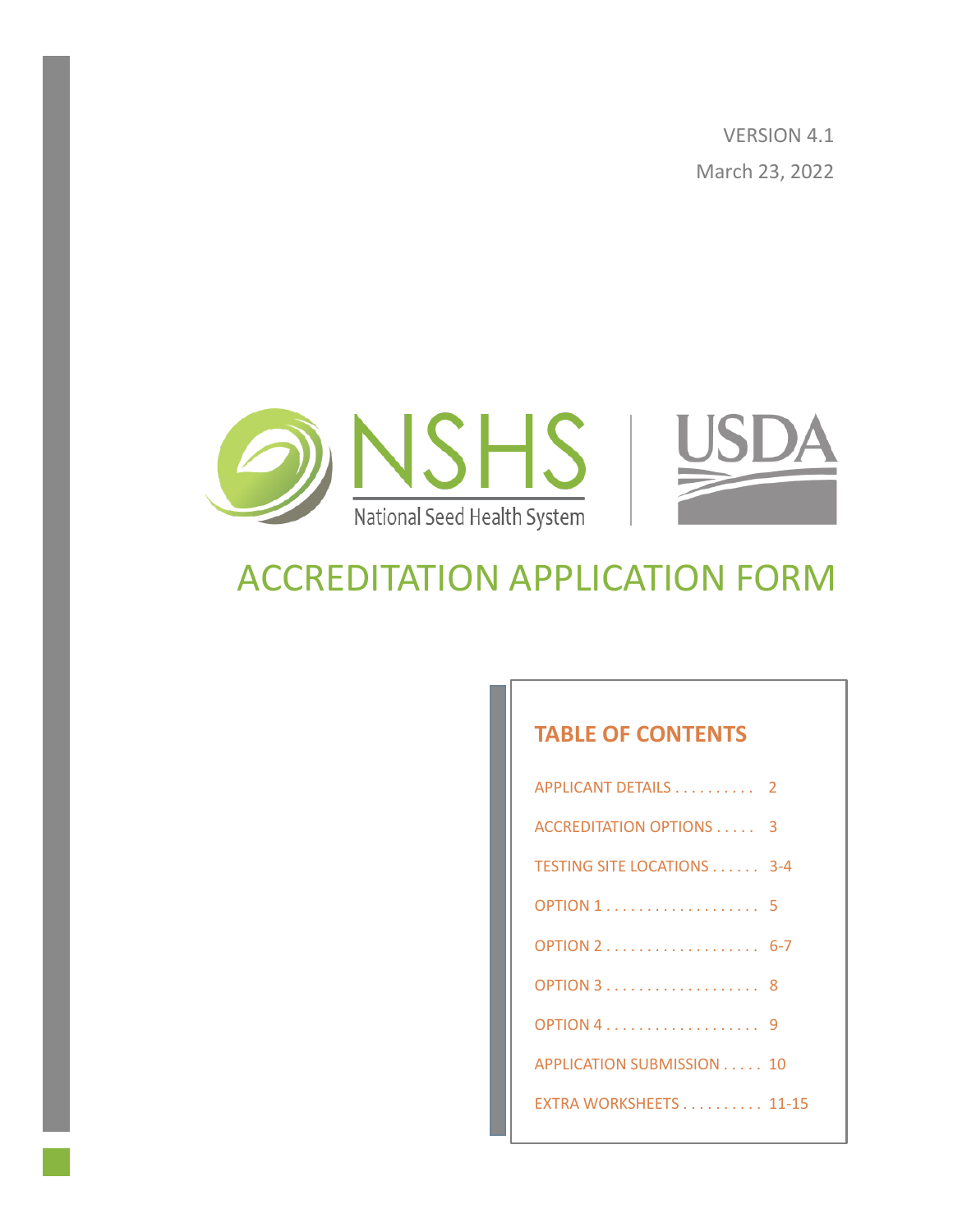VERSION 4.1

March 23, 2022

NSHS National Seed Health System | USDA

# ACCREDITATION APPLICATION FORM

## TABLE OF CONTENTS

| Section | Page |
|---|---|
| APPLICANT DETAILS | 2 |
| ACCREDITATION OPTIONS | 3 |
| TESTING SITE LOCATIONS | 3-4 |
| OPTION 1 | 5 |
| OPTION 2 | 6-7 |
| OPTION 3 | 8 |
| OPTION 4 | 9 |
| APPLICATION SUBMISSION | 10 |
| EXTRA WORKSHEETS | 11-15 |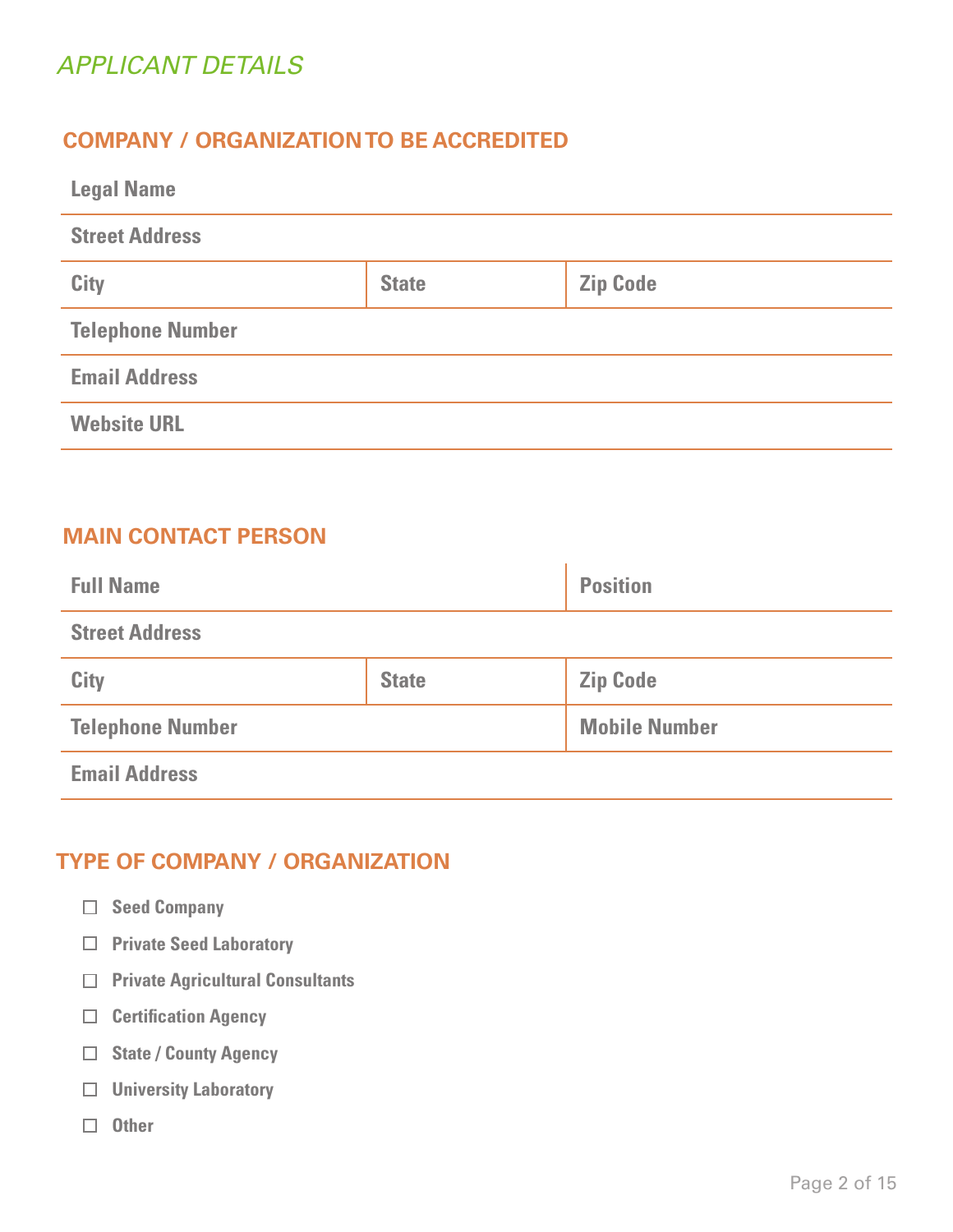## APPLICANT DETAILS

### COMPANY / ORGANIZATION TO BE ACCREDITED

| Legal Name | | |
|---|---|---|
| Street Address | | |
| City | State | Zip Code |
| Telephone Number | | |
| Email Address | | |
| Website URL | | |

### MAIN CONTACT PERSON

| Full Name | | Position |
|---|---|---|
| Street Address | | |
| City | State | Zip Code |
| Telephone Number | | Mobile Number |
| Email Address | | |

### TYPE OF COMPANY / ORGANIZATION

- ☐ Seed Company
- ☐ Private Seed Laboratory
- ☐ Private Agricultural Consultants
- ☐ Certification Agency
- ☐ State / County Agency
- ☐ University Laboratory
- ☐ Other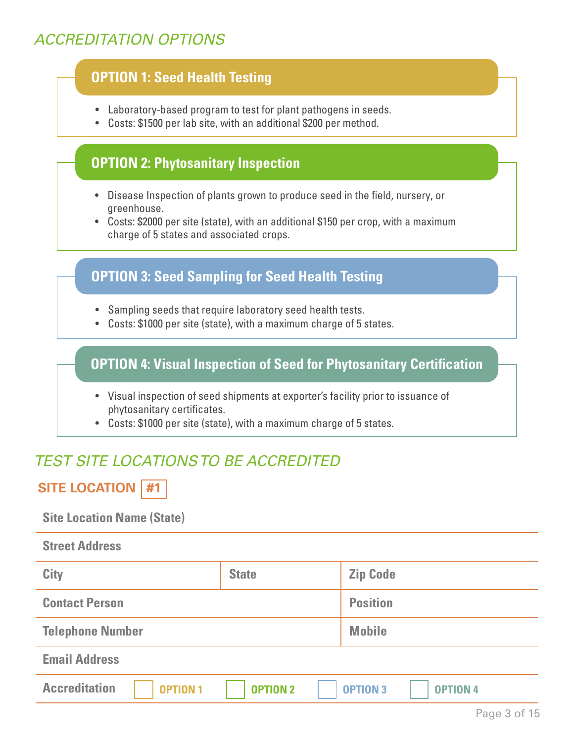## ACCREDITATION OPTIONS

### OPTION 1: Seed Health Testing

- Laboratory-based program to test for plant pathogens in seeds.
- Costs: $1500 per lab site, with an additional $200 per method.

### OPTION 2: Phytosanitary Inspection

- Disease Inspection of plants grown to produce seed in the field, nursery, or greenhouse.
- Costs: $2000 per site (state), with an additional $150 per crop, with a maximum charge of 5 states and associated crops.

### OPTION 3: Seed Sampling for Seed Health Testing

- Sampling seeds that require laboratory seed health tests.
- Costs: $1000 per site (state), with a maximum charge of 5 states.

### OPTION 4: Visual Inspection of Seed for Phytosanitary Certification

- Visual inspection of seed shipments at exporter's facility prior to issuance of phytosanitary certificates.
- Costs: $1000 per site (state), with a maximum charge of 5 states.

## TEST SITE LOCATIONS TO BE ACCREDITED

### SITE LOCATION #1

**Site Location Name (State)**

**Street Address**

| **City** | **State** | **Zip Code** |
|---|---|---|

| **Contact Person** | **Position** |
|---|---|
| **Telephone Number** | **Mobile** |

**Email Address**

**Accreditation** ☐ OPTION 1 ☐ OPTION 2 ☐ OPTION 3 ☐ OPTION 4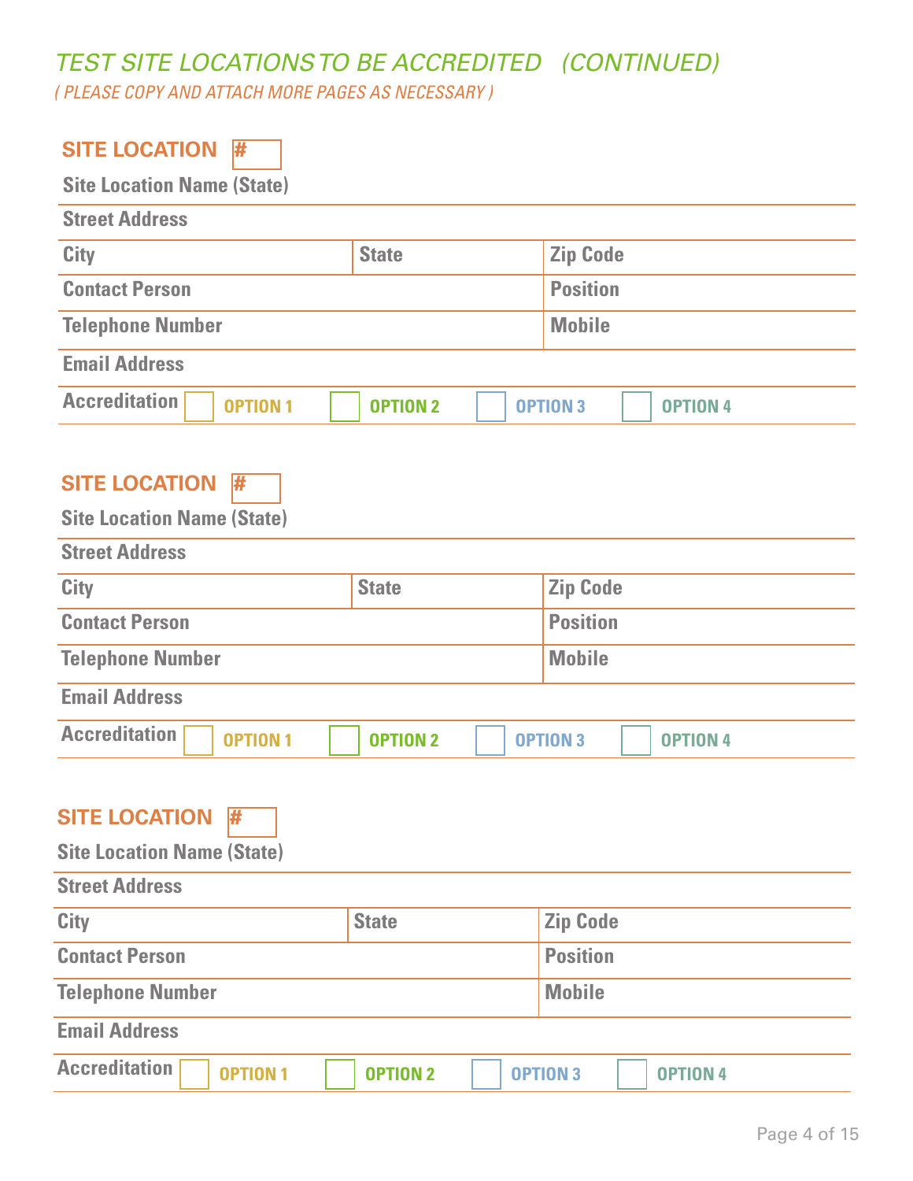## TEST SITE LOCATIONS TO BE ACCREDITED (CONTINUED)

*( PLEASE COPY AND ATTACH MORE PAGES AS NECESSARY )*

### SITE LOCATION #

**Site Location Name (State)**

| **Street Address** | | |
|---|---|---|
| **City** | **State** | **Zip Code** |
| **Contact Person** | | **Position** |
| **Telephone Number** | | **Mobile** |
| **Email Address** | | |

**Accreditation** ☐ **OPTION 1** ☐ **OPTION 2** ☐ **OPTION 3** ☐ **OPTION 4**

### SITE LOCATION #

**Site Location Name (State)**

| **Street Address** | | |
|---|---|---|
| **City** | **State** | **Zip Code** |
| **Contact Person** | | **Position** |
| **Telephone Number** | | **Mobile** |
| **Email Address** | | |

**Accreditation** ☐ **OPTION 1** ☐ **OPTION 2** ☐ **OPTION 3** ☐ **OPTION 4**

### SITE LOCATION #

**Site Location Name (State)**

| **Street Address** | | |
|---|---|---|
| **City** | **State** | **Zip Code** |
| **Contact Person** | | **Position** |
| **Telephone Number** | | **Mobile** |
| **Email Address** | | |

**Accreditation** ☐ **OPTION 1** ☐ **OPTION 2** ☐ **OPTION 3** ☐ **OPTION 4**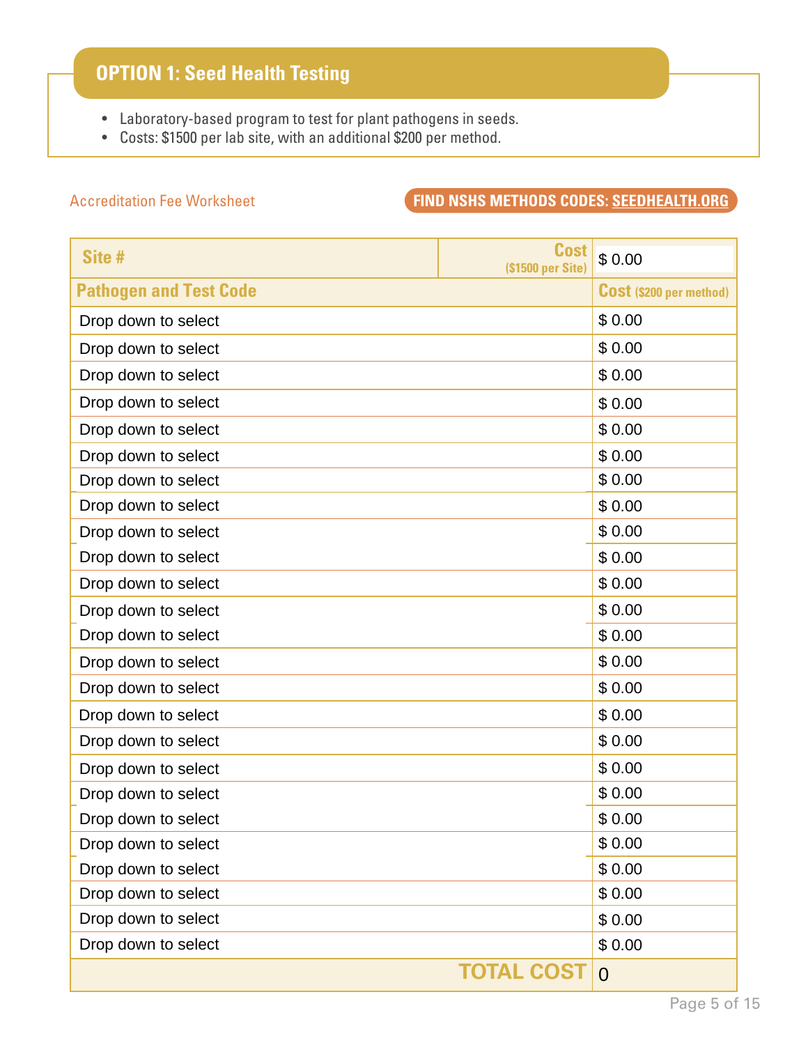## OPTION 1: Seed Health Testing

- Laboratory-based program to test for plant pathogens in seeds.
- Costs: $1500 per lab site, with an additional $200 per method.

Accreditation Fee Worksheet

**FIND NSHS METHODS CODES: SEEDHEALTH.ORG**

| Site # | Cost ($1500 per Site) | $ 0.00 |
|---|---|---|
| **Pathogen and Test Code** | | **Cost** ($200 per method) |
| Drop down to select | | $ 0.00 |
| Drop down to select | | $ 0.00 |
| Drop down to select | | $ 0.00 |
| Drop down to select | | $ 0.00 |
| Drop down to select | | $ 0.00 |
| Drop down to select | | $ 0.00 |
| Drop down to select | | $ 0.00 |
| Drop down to select | | $ 0.00 |
| Drop down to select | | $ 0.00 |
| Drop down to select | | $ 0.00 |
| Drop down to select | | $ 0.00 |
| Drop down to select | | $ 0.00 |
| Drop down to select | | $ 0.00 |
| Drop down to select | | $ 0.00 |
| Drop down to select | | $ 0.00 |
| Drop down to select | | $ 0.00 |
| Drop down to select | | $ 0.00 |
| Drop down to select | | $ 0.00 |
| Drop down to select | | $ 0.00 |
| Drop down to select | | $ 0.00 |
| Drop down to select | | $ 0.00 |
| Drop down to select | | $ 0.00 |
| Drop down to select | | $ 0.00 |
| Drop down to select | | $ 0.00 |
| Drop down to select | | $ 0.00 |
| | **TOTAL COST** | 0 |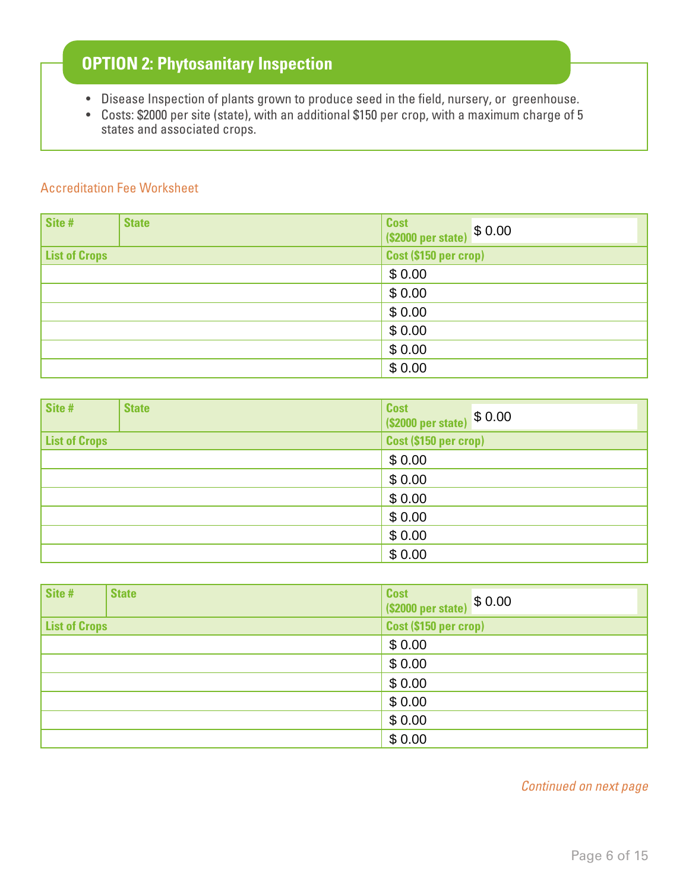## OPTION 2: Phytosanitary Inspection

- Disease Inspection of plants grown to produce seed in the field, nursery, or greenhouse.
- Costs: $2000 per site (state), with an additional $150 per crop, with a maximum charge of 5 states and associated crops.

Accreditation Fee Worksheet

| Site # | State | Cost ($2000 per state) $ 0.00 |
|---|---|---|
| **List of Crops** | | **Cost ($150 per crop)** |
| | | $ 0.00 |
| | | $ 0.00 |
| | | $ 0.00 |
| | | $ 0.00 |
| | | $ 0.00 |
| | | $ 0.00 |

| Site # | State | Cost ($2000 per state) $ 0.00 |
|---|---|---|
| **List of Crops** | | **Cost ($150 per crop)** |
| | | $ 0.00 |
| | | $ 0.00 |
| | | $ 0.00 |
| | | $ 0.00 |
| | | $ 0.00 |
| | | $ 0.00 |

| Site # | State | Cost ($2000 per state) $ 0.00 |
|---|---|---|
| **List of Crops** | | **Cost ($150 per crop)** |
| | | $ 0.00 |
| | | $ 0.00 |
| | | $ 0.00 |
| | | $ 0.00 |
| | | $ 0.00 |
| | | $ 0.00 |

*Continued on next page*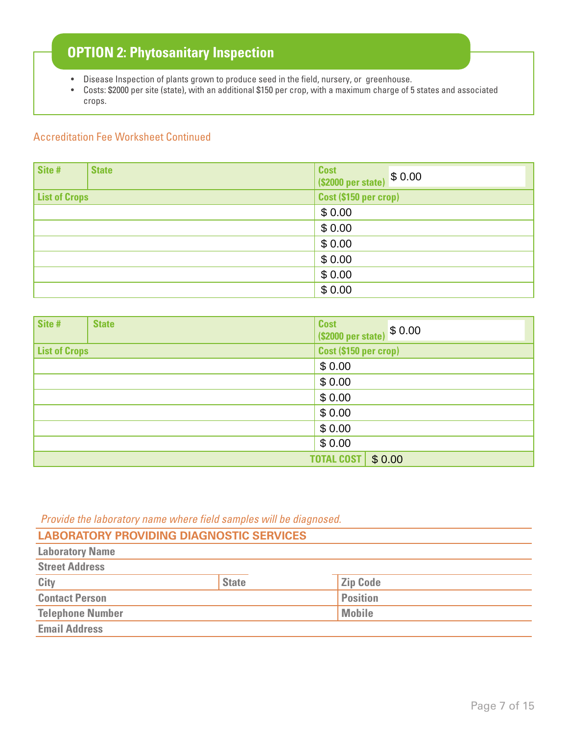## OPTION 2: Phytosanitary Inspection

- Disease Inspection of plants grown to produce seed in the field, nursery, or greenhouse.
- Costs: $2000 per site (state), with an additional $150 per crop, with a maximum charge of 5 states and associated crops.

Accreditation Fee Worksheet Continued

| Site # | State | Cost ($2000 per state) $ 0.00 |
|---|---|---|
| **List of Crops** | | **Cost ($150 per crop)** |
| | | $ 0.00 |
| | | $ 0.00 |
| | | $ 0.00 |
| | | $ 0.00 |
| | | $ 0.00 |
| | | $ 0.00 |

| Site # | State | Cost ($2000 per state) $ 0.00 |
|---|---|---|
| **List of Crops** | | **Cost ($150 per crop)** |
| | | $ 0.00 |
| | | $ 0.00 |
| | | $ 0.00 |
| | | $ 0.00 |
| | | $ 0.00 |
| | | $ 0.00 |
| | **TOTAL COST** | $ 0.00 |

*Provide the laboratory name where field samples will be diagnosed.*

| LABORATORY PROVIDING DIAGNOSTIC SERVICES | | |
|---|---|---|
| Laboratory Name | | |
| Street Address | | |
| City | State | Zip Code |
| Contact Person | | Position |
| Telephone Number | | Mobile |
| Email Address | | |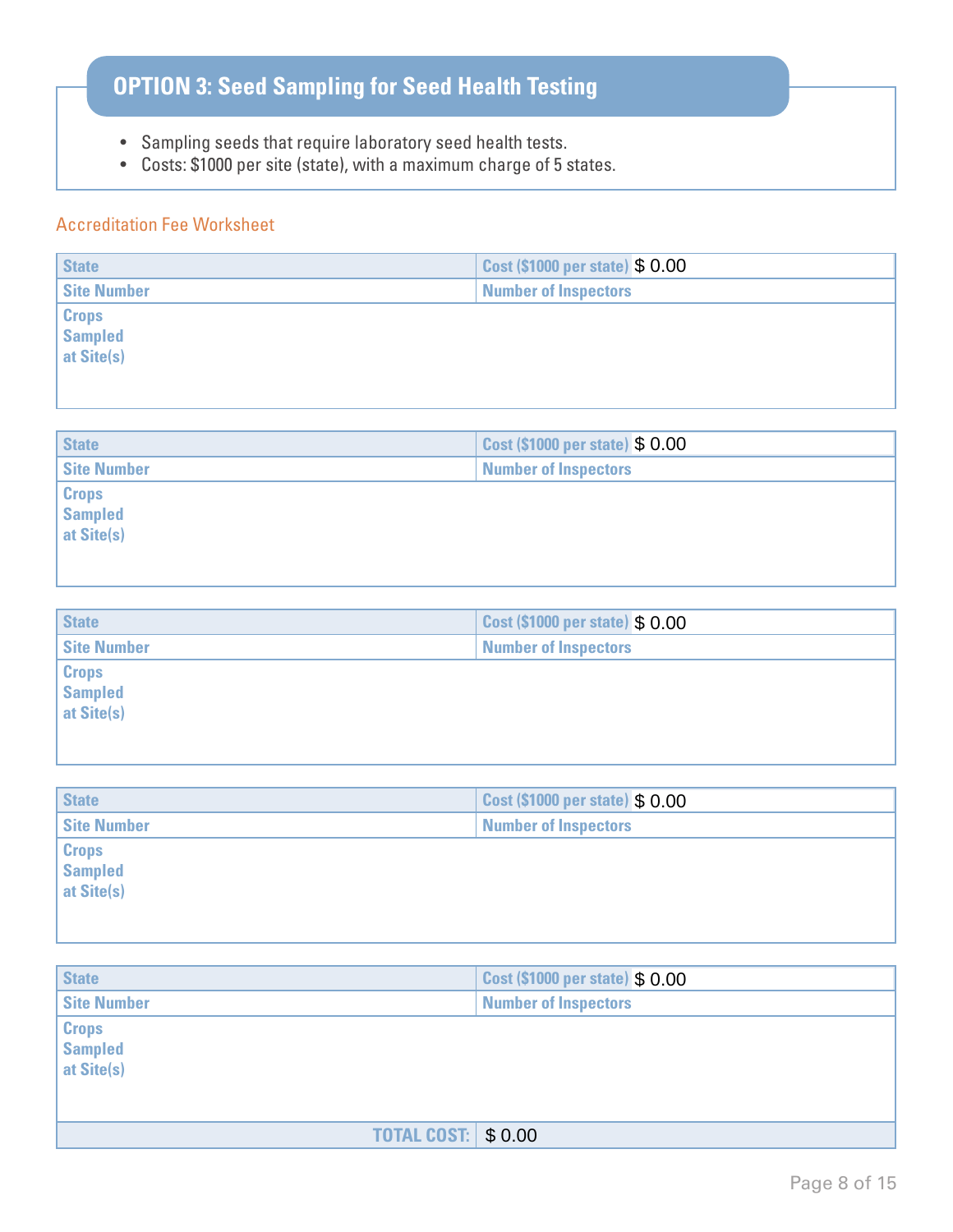## OPTION 3: Seed Sampling for Seed Health Testing

- Sampling seeds that require laboratory seed health tests.
- Costs: $1000 per site (state), with a maximum charge of 5 states.

Accreditation Fee Worksheet

| State | Cost ($1000 per state) $ 0.00 |
|---|---|
| Site Number | Number of Inspectors |
| Crops Sampled at Site(s) | |

| State | Cost ($1000 per state) $ 0.00 |
|---|---|
| Site Number | Number of Inspectors |
| Crops Sampled at Site(s) | |

| State | Cost ($1000 per state) $ 0.00 |
|---|---|
| Site Number | Number of Inspectors |
| Crops Sampled at Site(s) | |

| State | Cost ($1000 per state) $ 0.00 |
|---|---|
| Site Number | Number of Inspectors |
| Crops Sampled at Site(s) | |

| State | Cost ($1000 per state) $ 0.00 |
|---|---|
| Site Number | Number of Inspectors |
| Crops Sampled at Site(s) | |
| TOTAL COST: | $ 0.00 |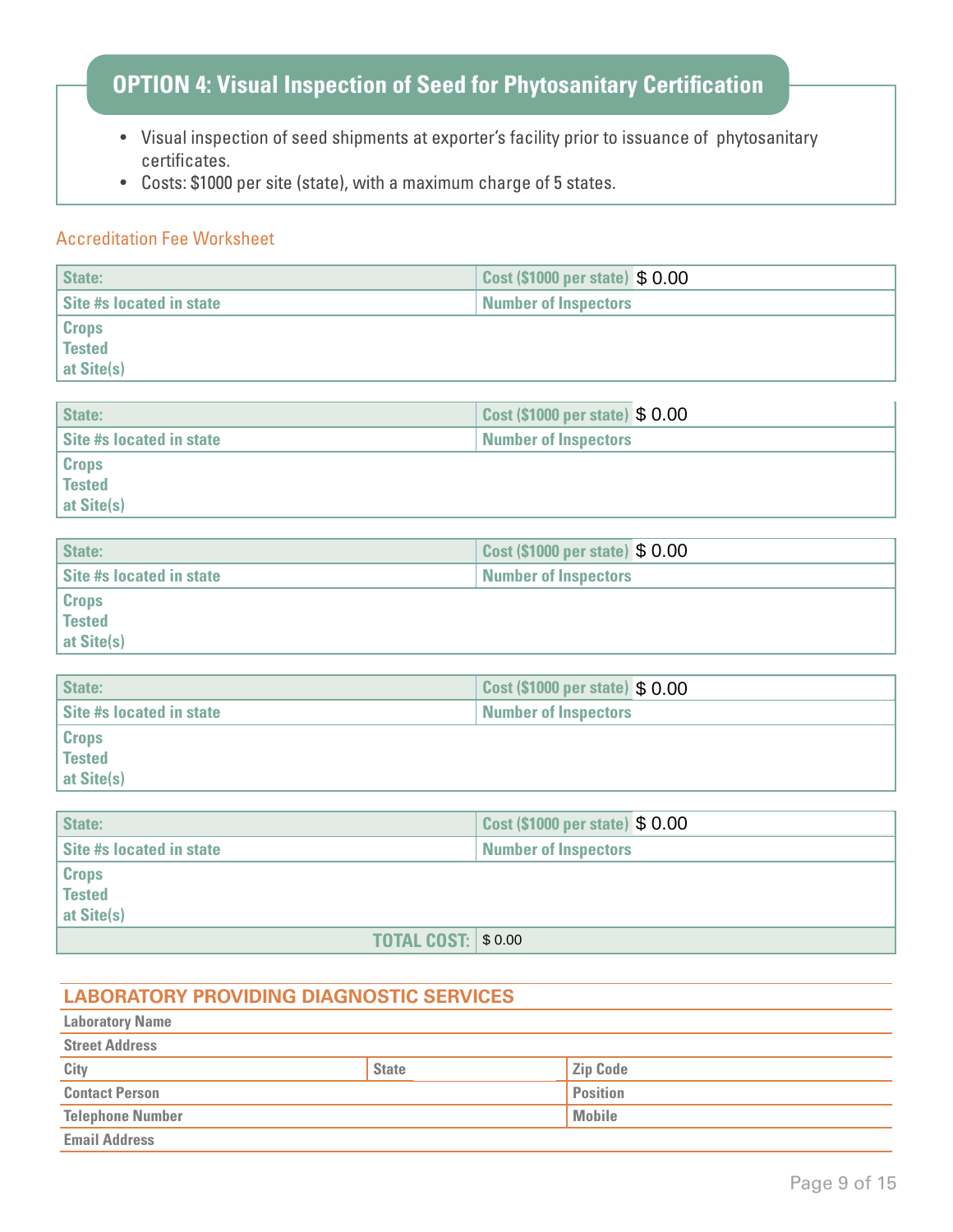## OPTION 4: Visual Inspection of Seed for Phytosanitary Certification

- Visual inspection of seed shipments at exporter's facility prior to issuance of phytosanitary certificates.
- Costs: $1000 per site (state), with a maximum charge of 5 states.

Accreditation Fee Worksheet

| State: | Cost ($1000 per state) $ 0.00 |
|---|---|
| Site #s located in state | Number of Inspectors |
| Crops Tested at Site(s) | |

| State: | Cost ($1000 per state) $ 0.00 |
|---|---|
| Site #s located in state | Number of Inspectors |
| Crops Tested at Site(s) | |

| State: | Cost ($1000 per state) $ 0.00 |
|---|---|
| Site #s located in state | Number of Inspectors |
| Crops Tested at Site(s) | |

| State: | Cost ($1000 per state) $ 0.00 |
|---|---|
| Site #s located in state | Number of Inspectors |
| Crops Tested at Site(s) | |

| State: | Cost ($1000 per state) $ 0.00 |
|---|---|
| Site #s located in state | Number of Inspectors |
| Crops Tested at Site(s) | |
| TOTAL COST: | $ 0.00 |

### LABORATORY PROVIDING DIAGNOSTIC SERVICES

| Laboratory Name | | |
|---|---|---|
| Street Address | | |
| City | State | Zip Code |
| Contact Person | | Position |
| Telephone Number | | Mobile |
| Email Address | | |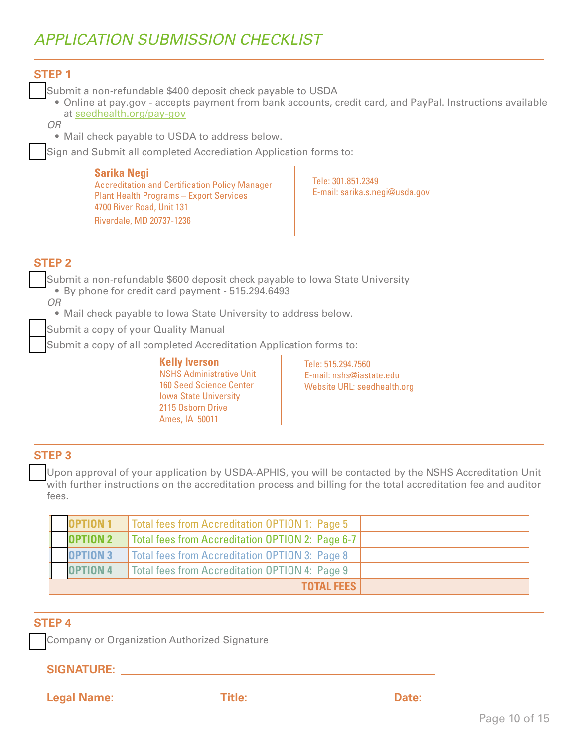# APPLICATION SUBMISSION CHECKLIST

## STEP 1

- [ ] Submit a non-refundable $400 deposit check payable to USDA
  - Online at pay.gov - accepts payment from bank accounts, credit card, and PayPal. Instructions available at seedhealth.org/pay-gov

  *OR*

  - Mail check payable to USDA to address below.
- [ ] Sign and Submit all completed Accrediation Application forms to:

**Sarika Negi**
Accreditation and Certification Policy Manager
Plant Health Programs – Export Services
4700 River Road, Unit 131
Riverdale, MD 20737-1236

Tele: 301.851.2349
E-mail: sarika.s.negi@usda.gov

## STEP 2

- [ ] Submit a non-refundable $600 deposit check payable to Iowa State University
  - By phone for credit card payment - 515.294.6493

  *OR*

  - Mail check payable to Iowa State University to address below.
- [ ] Submit a copy of your Quality Manual
- [ ] Submit a copy of all completed Accreditation Application forms to:

**Kelly Iverson**
NSHS Administrative Unit
160 Seed Science Center
Iowa State University
2115 Osborn Drive
Ames, IA 50011

Tele: 515.294.7560
E-mail: nshs@iastate.edu
Website URL: seedhealth.org

## STEP 3

- [ ] Upon approval of your application by USDA-APHIS, you will be contacted by the NSHS Accreditation Unit with further instructions on the accreditation process and billing for the total accreditation fee and auditor fees.

| | | | |
|---|---|---|---|
| ☐ | **OPTION 1** | Total fees from Accreditation OPTION 1: Page 5 | |
| ☐ | **OPTION 2** | Total fees from Accreditation OPTION 2: Page 6-7 | |
| ☐ | **OPTION 3** | Total fees from Accreditation OPTION 3: Page 8 | |
| ☐ | **OPTION 4** | Total fees from Accreditation OPTION 4: Page 9 | |
| | | **TOTAL FEES** | |

## STEP 4

- [ ] Company or Organization Authorized Signature

**SIGNATURE:** ______________________________

**Legal Name:** **Title:** **Date:**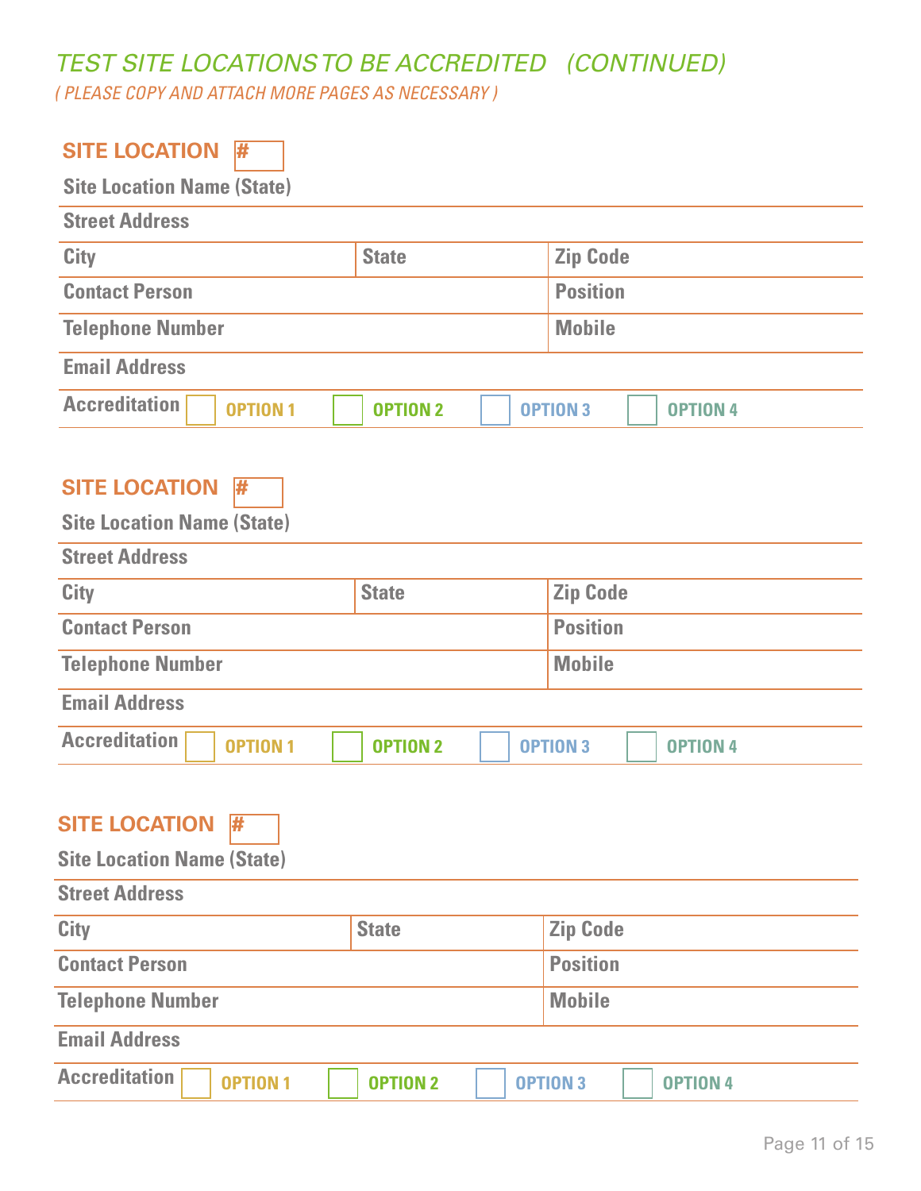## TEST SITE LOCATIONS TO BE ACCREDITED (CONTINUED)

*( PLEASE COPY AND ATTACH MORE PAGES AS NECESSARY )*

### SITE LOCATION #

**Site Location Name (State)**

| | | |
|---|---|---|
| **Street Address** | | |
| **City** | **State** | **Zip Code** |
| **Contact Person** | | **Position** |
| **Telephone Number** | | **Mobile** |
| **Email Address** | | |

**Accreditation** ☐ OPTION 1 ☐ OPTION 2 ☐ OPTION 3 ☐ OPTION 4

### SITE LOCATION #

**Site Location Name (State)**

| | | |
|---|---|---|
| **Street Address** | | |
| **City** | **State** | **Zip Code** |
| **Contact Person** | | **Position** |
| **Telephone Number** | | **Mobile** |
| **Email Address** | | |

**Accreditation** ☐ OPTION 1 ☐ OPTION 2 ☐ OPTION 3 ☐ OPTION 4

### SITE LOCATION #

**Site Location Name (State)**

| | | |
|---|---|---|
| **Street Address** | | |
| **City** | **State** | **Zip Code** |
| **Contact Person** | | **Position** |
| **Telephone Number** | | **Mobile** |
| **Email Address** | | |

**Accreditation** ☐ OPTION 1 ☐ OPTION 2 ☐ OPTION 3 ☐ OPTION 4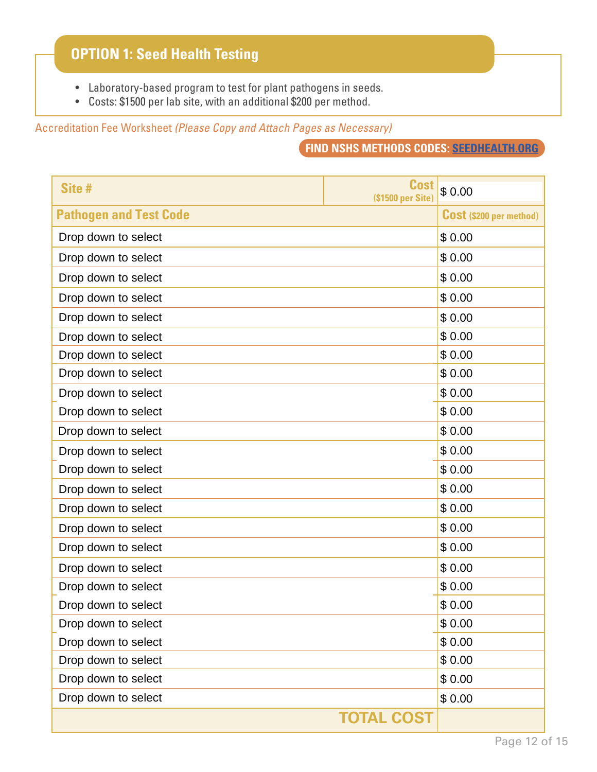## OPTION 1: Seed Health Testing

- Laboratory-based program to test for plant pathogens in seeds.
- Costs: $1500 per lab site, with an additional $200 per method.

Accreditation Fee Worksheet *(Please Copy and Attach Pages as Necessary)*

**FIND NSHS METHODS CODES: SEEDHEALTH.ORG**

| Site # | Cost ($1500 per Site) | $ 0.00 |
|---|---|---|
| **Pathogen and Test Code** | | **Cost** ($200 per method) |
| Drop down to select | | $ 0.00 |
| Drop down to select | | $ 0.00 |
| Drop down to select | | $ 0.00 |
| Drop down to select | | $ 0.00 |
| Drop down to select | | $ 0.00 |
| Drop down to select | | $ 0.00 |
| Drop down to select | | $ 0.00 |
| Drop down to select | | $ 0.00 |
| Drop down to select | | $ 0.00 |
| Drop down to select | | $ 0.00 |
| Drop down to select | | $ 0.00 |
| Drop down to select | | $ 0.00 |
| Drop down to select | | $ 0.00 |
| Drop down to select | | $ 0.00 |
| Drop down to select | | $ 0.00 |
| Drop down to select | | $ 0.00 |
| Drop down to select | | $ 0.00 |
| Drop down to select | | $ 0.00 |
| Drop down to select | | $ 0.00 |
| Drop down to select | | $ 0.00 |
| Drop down to select | | $ 0.00 |
| Drop down to select | | $ 0.00 |
| Drop down to select | | $ 0.00 |
| Drop down to select | | $ 0.00 |
| Drop down to select | | $ 0.00 |
| | **TOTAL COST** | |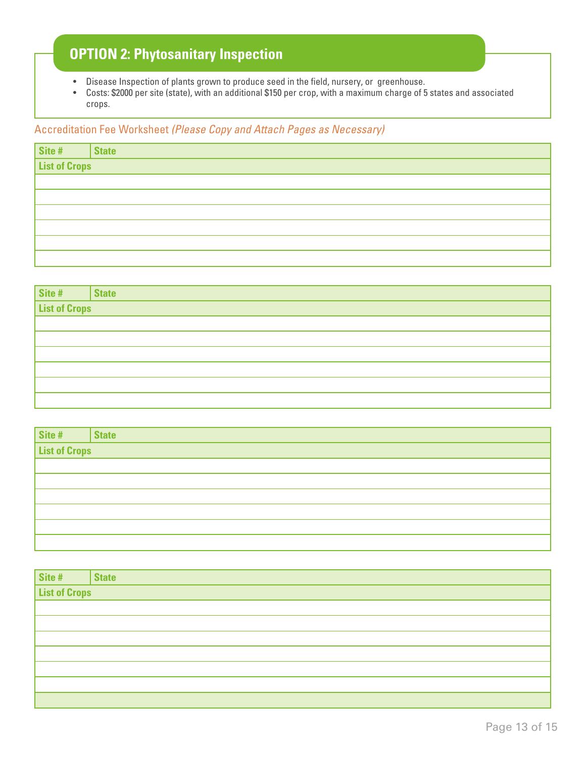## OPTION 2: Phytosanitary Inspection

- Disease Inspection of plants grown to produce seed in the field, nursery, or greenhouse.
- Costs: $2000 per site (state), with an additional $150 per crop, with a maximum charge of 5 states and associated crops.

Accreditation Fee Worksheet *(Please Copy and Attach Pages as Necessary)*

| Site # | State |
|---|---|
| **List of Crops** | |
| | |
| | |
| | |
| | |
| | |
| | |

| Site # | State |
|---|---|
| **List of Crops** | |
| | |
| | |
| | |
| | |
| | |
| | |

| Site # | State |
|---|---|
| **List of Crops** | |
| | |
| | |
| | |
| | |
| | |
| | |

| Site # | State |
|---|---|
| **List of Crops** | |
| | |
| | |
| | |
| | |
| | |
| | |
| | |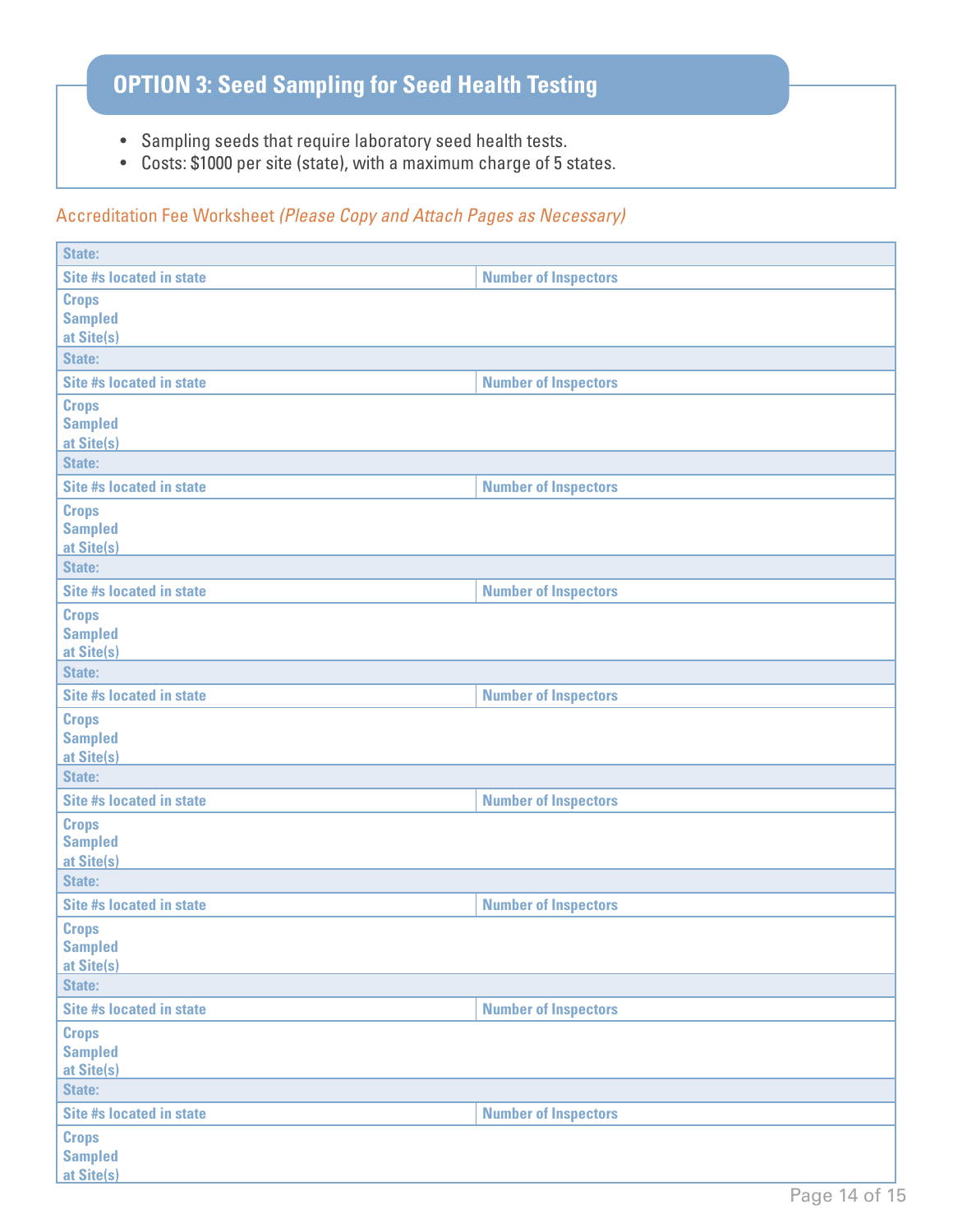## OPTION 3: Seed Sampling for Seed Health Testing

- Sampling seeds that require laboratory seed health tests.
- Costs: $1000 per site (state), with a maximum charge of 5 states.

Accreditation Fee Worksheet *(Please Copy and Attach Pages as Necessary)*

| State: | |
|---|---|
| Site #s located in state | Number of Inspectors |
| Crops Sampled at Site(s) | |
| **State:** | |
| Site #s located in state | Number of Inspectors |
| Crops Sampled at Site(s) | |
| **State:** | |
| Site #s located in state | Number of Inspectors |
| Crops Sampled at Site(s) | |
| **State:** | |
| Site #s located in state | Number of Inspectors |
| Crops Sampled at Site(s) | |
| **State:** | |
| Site #s located in state | Number of Inspectors |
| Crops Sampled at Site(s) | |
| **State:** | |
| Site #s located in state | Number of Inspectors |
| Crops Sampled at Site(s) | |
| **State:** | |
| Site #s located in state | Number of Inspectors |
| Crops Sampled at Site(s) | |
| **State:** | |
| Site #s located in state | Number of Inspectors |
| Crops Sampled at Site(s) | |
| **State:** | |
| Site #s located in state | Number of Inspectors |
| Crops Sampled at Site(s) | |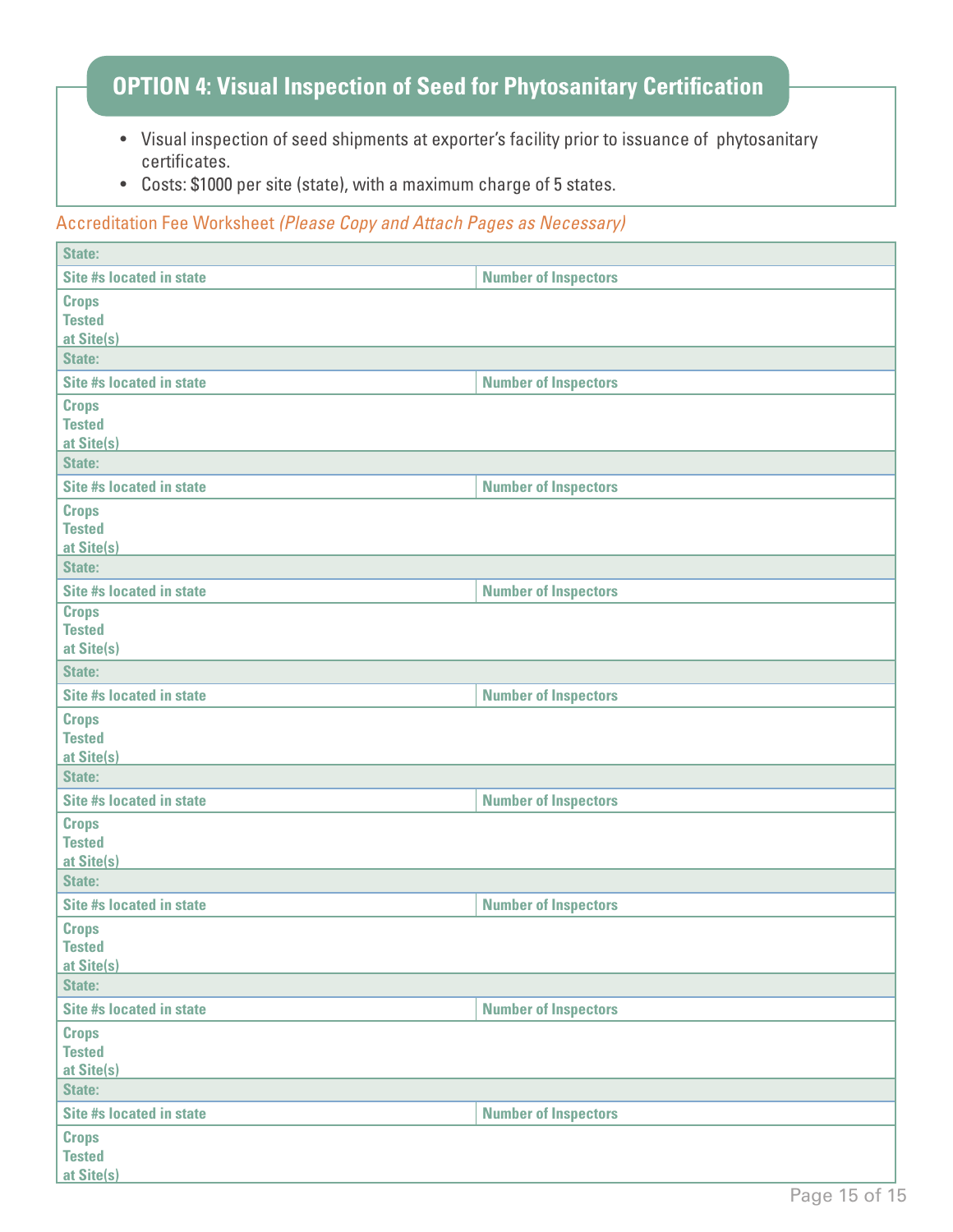## OPTION 4: Visual Inspection of Seed for Phytosanitary Certification

- Visual inspection of seed shipments at exporter's facility prior to issuance of phytosanitary certificates.
- Costs: $1000 per site (state), with a maximum charge of 5 states.

Accreditation Fee Worksheet *(Please Copy and Attach Pages as Necessary)*

| | |
|---|---|
| **State:** | |
| **Site #s located in state** | **Number of Inspectors** |
| **Crops Tested at Site(s)** | |
| **State:** | |
| **Site #s located in state** | **Number of Inspectors** |
| **Crops Tested at Site(s)** | |
| **State:** | |
| **Site #s located in state** | **Number of Inspectors** |
| **Crops Tested at Site(s)** | |
| **State:** | |
| **Site #s located in state** | **Number of Inspectors** |
| **Crops Tested at Site(s)** | |
| **State:** | |
| **Site #s located in state** | **Number of Inspectors** |
| **Crops Tested at Site(s)** | |
| **State:** | |
| **Site #s located in state** | **Number of Inspectors** |
| **Crops Tested at Site(s)** | |
| **State:** | |
| **Site #s located in state** | **Number of Inspectors** |
| **Crops Tested at Site(s)** | |
| **State:** | |
| **Site #s located in state** | **Number of Inspectors** |
| **Crops Tested at Site(s)** | |
| **State:** | |
| **Site #s located in state** | **Number of Inspectors** |
| **Crops Tested at Site(s)** | |